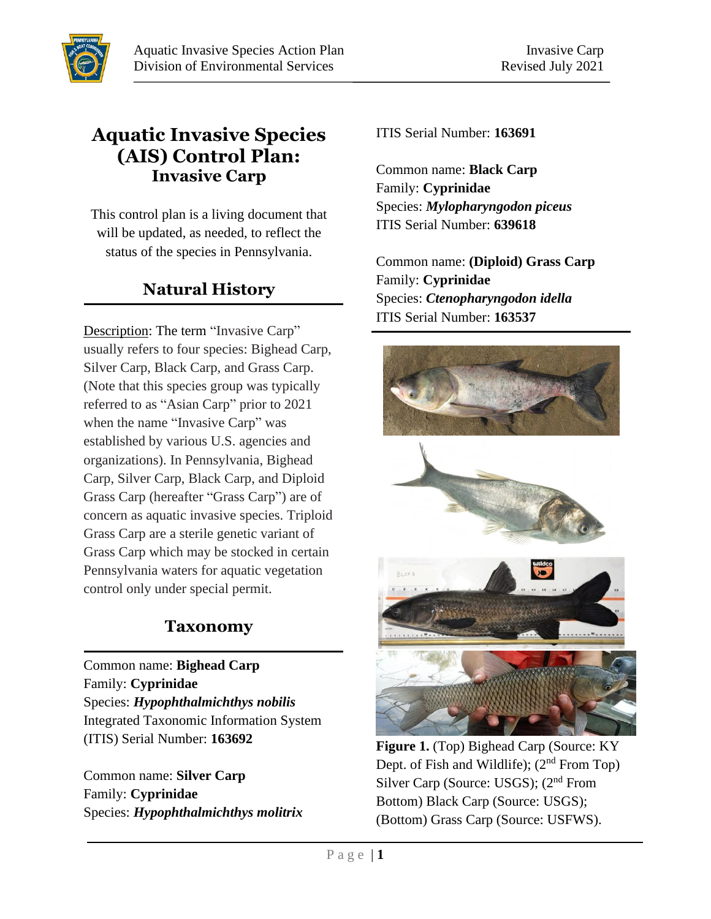# Aquatic Invasive Species (AIS) Control Plan:
## Invasive Carp

This control plan is a living document that will be updated, as needed, to reflect the status of the species in Pennsylvania.

## Natural History

Description: The term "Invasive Carp" usually refers to four species: Bighead Carp, Silver Carp, Black Carp, and Grass Carp. (Note that this species group was typically referred to as "Asian Carp" prior to 2021 when the name "Invasive Carp" was established by various U.S. agencies and organizations). In Pennsylvania, Bighead Carp, Silver Carp, Black Carp, and Diploid Grass Carp (hereafter "Grass Carp") are of concern as aquatic invasive species. Triploid Grass Carp are a sterile genetic variant of Grass Carp which may be stocked in certain Pennsylvania waters for aquatic vegetation control only under special permit.

## Taxonomy

Common name: **Bighead Carp**
Family: **Cyprinidae**
Species: ***Hypophthalmichthys nobilis***
Integrated Taxonomic Information System (ITIS) Serial Number: **163692**

Common name: **Silver Carp**
Family: **Cyprinidae**
Species: ***Hypophthalmichthys molitrix***
ITIS Serial Number: **163691**

Common name: **Black Carp**
Family: **Cyprinidae**
Species: ***Mylopharyngodon piceus***
ITIS Serial Number: **639618**

Common name: **(Diploid) Grass Carp**
Family: **Cyprinidae**
Species: ***Ctenopharyngodon idella***
ITIS Serial Number: **163537**

**Figure 1.** (Top) Bighead Carp (Source: KY Dept. of Fish and Wildlife); (2nd From Top) Silver Carp (Source: USGS); (2nd From Bottom) Black Carp (Source: USGS); (Bottom) Grass Carp (Source: USFWS).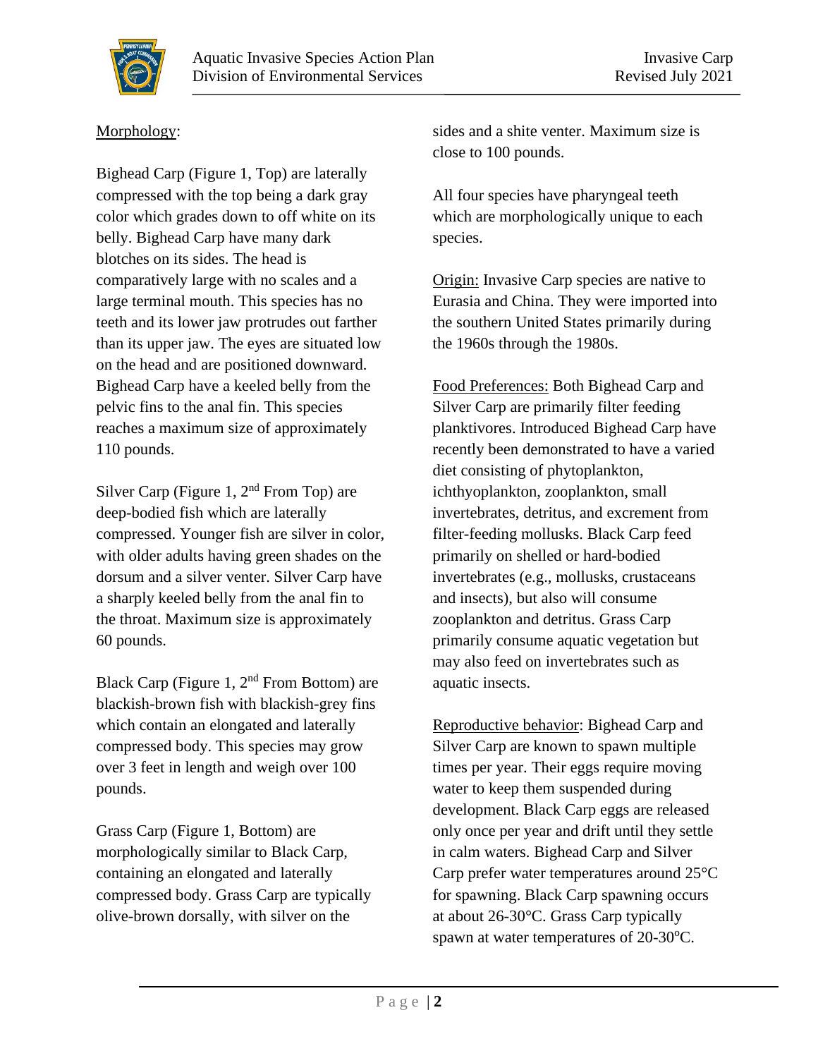Morphology:

Bighead Carp (Figure 1, Top) are laterally compressed with the top being a dark gray color which grades down to off white on its belly. Bighead Carp have many dark blotches on its sides. The head is comparatively large with no scales and a large terminal mouth. This species has no teeth and its lower jaw protrudes out farther than its upper jaw. The eyes are situated low on the head and are positioned downward. Bighead Carp have a keeled belly from the pelvic fins to the anal fin. This species reaches a maximum size of approximately 110 pounds.

Silver Carp (Figure 1, 2nd From Top) are deep-bodied fish which are laterally compressed. Younger fish are silver in color, with older adults having green shades on the dorsum and a silver venter. Silver Carp have a sharply keeled belly from the anal fin to the throat. Maximum size is approximately 60 pounds.

Black Carp (Figure 1, 2nd From Bottom) are blackish-brown fish with blackish-grey fins which contain an elongated and laterally compressed body. This species may grow over 3 feet in length and weigh over 100 pounds.

Grass Carp (Figure 1, Bottom) are morphologically similar to Black Carp, containing an elongated and laterally compressed body. Grass Carp are typically olive-brown dorsally, with silver on the sides and a shite venter. Maximum size is close to 100 pounds.

All four species have pharyngeal teeth which are morphologically unique to each species.

Origin: Invasive Carp species are native to Eurasia and China. They were imported into the southern United States primarily during the 1960s through the 1980s.

Food Preferences: Both Bighead Carp and Silver Carp are primarily filter feeding planktivores. Introduced Bighead Carp have recently been demonstrated to have a varied diet consisting of phytoplankton, ichthyoplankton, zooplankton, small invertebrates, detritus, and excrement from filter-feeding mollusks. Black Carp feed primarily on shelled or hard-bodied invertebrates (e.g., mollusks, crustaceans and insects), but also will consume zooplankton and detritus. Grass Carp primarily consume aquatic vegetation but may also feed on invertebrates such as aquatic insects.

Reproductive behavior: Bighead Carp and Silver Carp are known to spawn multiple times per year. Their eggs require moving water to keep them suspended during development. Black Carp eggs are released only once per year and drift until they settle in calm waters. Bighead Carp and Silver Carp prefer water temperatures around 25°C for spawning. Black Carp spawning occurs at about 26-30°C. Grass Carp typically spawn at water temperatures of 20-30°C.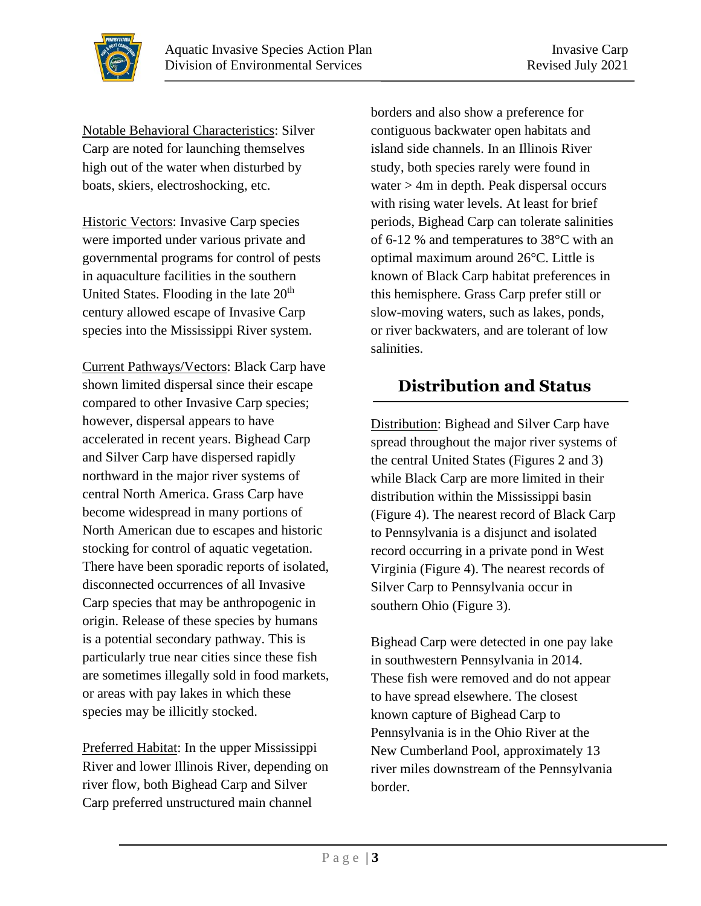Notable Behavioral Characteristics: Silver Carp are noted for launching themselves high out of the water when disturbed by boats, skiers, electroshocking, etc.

Historic Vectors: Invasive Carp species were imported under various private and governmental programs for control of pests in aquaculture facilities in the southern United States. Flooding in the late 20th century allowed escape of Invasive Carp species into the Mississippi River system.

Current Pathways/Vectors: Black Carp have shown limited dispersal since their escape compared to other Invasive Carp species; however, dispersal appears to have accelerated in recent years. Bighead Carp and Silver Carp have dispersed rapidly northward in the major river systems of central North America. Grass Carp have become widespread in many portions of North American due to escapes and historic stocking for control of aquatic vegetation. There have been sporadic reports of isolated, disconnected occurrences of all Invasive Carp species that may be anthropogenic in origin. Release of these species by humans is a potential secondary pathway. This is particularly true near cities since these fish are sometimes illegally sold in food markets, or areas with pay lakes in which these species may be illicitly stocked.

Preferred Habitat: In the upper Mississippi River and lower Illinois River, depending on river flow, both Bighead Carp and Silver Carp preferred unstructured main channel borders and also show a preference for contiguous backwater open habitats and island side channels. In an Illinois River study, both species rarely were found in water > 4m in depth. Peak dispersal occurs with rising water levels. At least for brief periods, Bighead Carp can tolerate salinities of 6-12 % and temperatures to 38°C with an optimal maximum around 26°C. Little is known of Black Carp habitat preferences in this hemisphere. Grass Carp prefer still or slow-moving waters, such as lakes, ponds, or river backwaters, and are tolerant of low salinities.

## Distribution and Status

Distribution: Bighead and Silver Carp have spread throughout the major river systems of the central United States (Figures 2 and 3) while Black Carp are more limited in their distribution within the Mississippi basin (Figure 4). The nearest record of Black Carp to Pennsylvania is a disjunct and isolated record occurring in a private pond in West Virginia (Figure 4). The nearest records of Silver Carp to Pennsylvania occur in southern Ohio (Figure 3).

Bighead Carp were detected in one pay lake in southwestern Pennsylvania in 2014. These fish were removed and do not appear to have spread elsewhere. The closest known capture of Bighead Carp to Pennsylvania is in the Ohio River at the New Cumberland Pool, approximately 13 river miles downstream of the Pennsylvania border.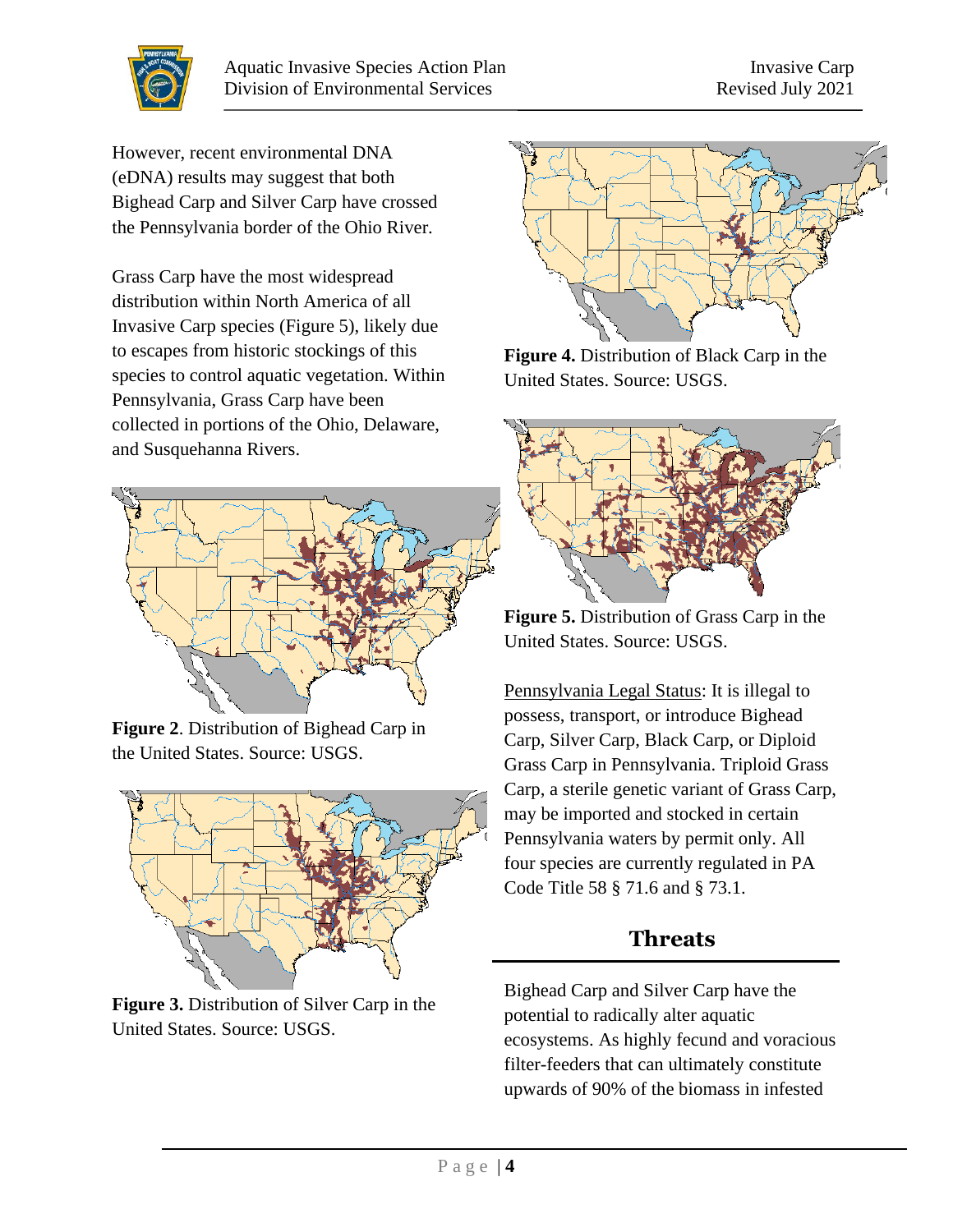However, recent environmental DNA (eDNA) results may suggest that both Bighead Carp and Silver Carp have crossed the Pennsylvania border of the Ohio River.

Grass Carp have the most widespread distribution within North America of all Invasive Carp species (Figure 5), likely due to escapes from historic stockings of this species to control aquatic vegetation. Within Pennsylvania, Grass Carp have been collected in portions of the Ohio, Delaware, and Susquehanna Rivers.

**Figure 2**. Distribution of Bighead Carp in the United States. Source: USGS.

**Figure 3.** Distribution of Silver Carp in the United States. Source: USGS.

**Figure 4.** Distribution of Black Carp in the United States. Source: USGS.

**Figure 5.** Distribution of Grass Carp in the United States. Source: USGS.

<u>Pennsylvania Legal Status</u>: It is illegal to possess, transport, or introduce Bighead Carp, Silver Carp, Black Carp, or Diploid Grass Carp in Pennsylvania. Triploid Grass Carp, a sterile genetic variant of Grass Carp, may be imported and stocked in certain Pennsylvania waters by permit only. All four species are currently regulated in PA Code Title 58 § 71.6 and § 73.1.

## Threats

Bighead Carp and Silver Carp have the potential to radically alter aquatic ecosystems. As highly fecund and voracious filter-feeders that can ultimately constitute upwards of 90% of the biomass in infested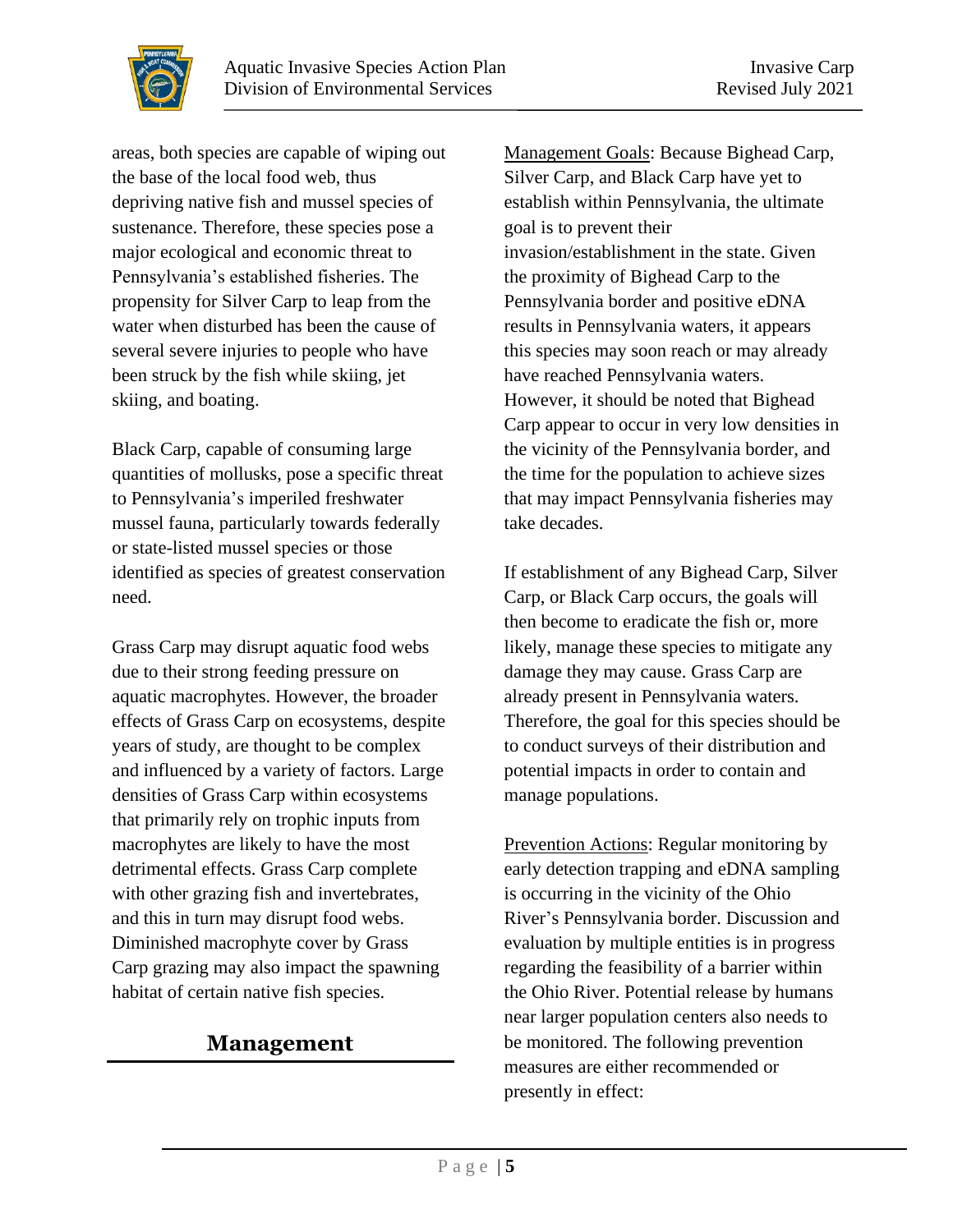areas, both species are capable of wiping out the base of the local food web, thus depriving native fish and mussel species of sustenance. Therefore, these species pose a major ecological and economic threat to Pennsylvania's established fisheries. The propensity for Silver Carp to leap from the water when disturbed has been the cause of several severe injuries to people who have been struck by the fish while skiing, jet skiing, and boating.

Black Carp, capable of consuming large quantities of mollusks, pose a specific threat to Pennsylvania's imperiled freshwater mussel fauna, particularly towards federally or state-listed mussel species or those identified as species of greatest conservation need.

Grass Carp may disrupt aquatic food webs due to their strong feeding pressure on aquatic macrophytes. However, the broader effects of Grass Carp on ecosystems, despite years of study, are thought to be complex and influenced by a variety of factors. Large densities of Grass Carp within ecosystems that primarily rely on trophic inputs from macrophytes are likely to have the most detrimental effects. Grass Carp complete with other grazing fish and invertebrates, and this in turn may disrupt food webs. Diminished macrophyte cover by Grass Carp grazing may also impact the spawning habitat of certain native fish species.

## Management

Management Goals: Because Bighead Carp, Silver Carp, and Black Carp have yet to establish within Pennsylvania, the ultimate goal is to prevent their invasion/establishment in the state. Given the proximity of Bighead Carp to the Pennsylvania border and positive eDNA results in Pennsylvania waters, it appears this species may soon reach or may already have reached Pennsylvania waters. However, it should be noted that Bighead Carp appear to occur in very low densities in the vicinity of the Pennsylvania border, and the time for the population to achieve sizes that may impact Pennsylvania fisheries may take decades.

If establishment of any Bighead Carp, Silver Carp, or Black Carp occurs, the goals will then become to eradicate the fish or, more likely, manage these species to mitigate any damage they may cause. Grass Carp are already present in Pennsylvania waters. Therefore, the goal for this species should be to conduct surveys of their distribution and potential impacts in order to contain and manage populations.

Prevention Actions: Regular monitoring by early detection trapping and eDNA sampling is occurring in the vicinity of the Ohio River's Pennsylvania border. Discussion and evaluation by multiple entities is in progress regarding the feasibility of a barrier within the Ohio River. Potential release by humans near larger population centers also needs to be monitored. The following prevention measures are either recommended or presently in effect: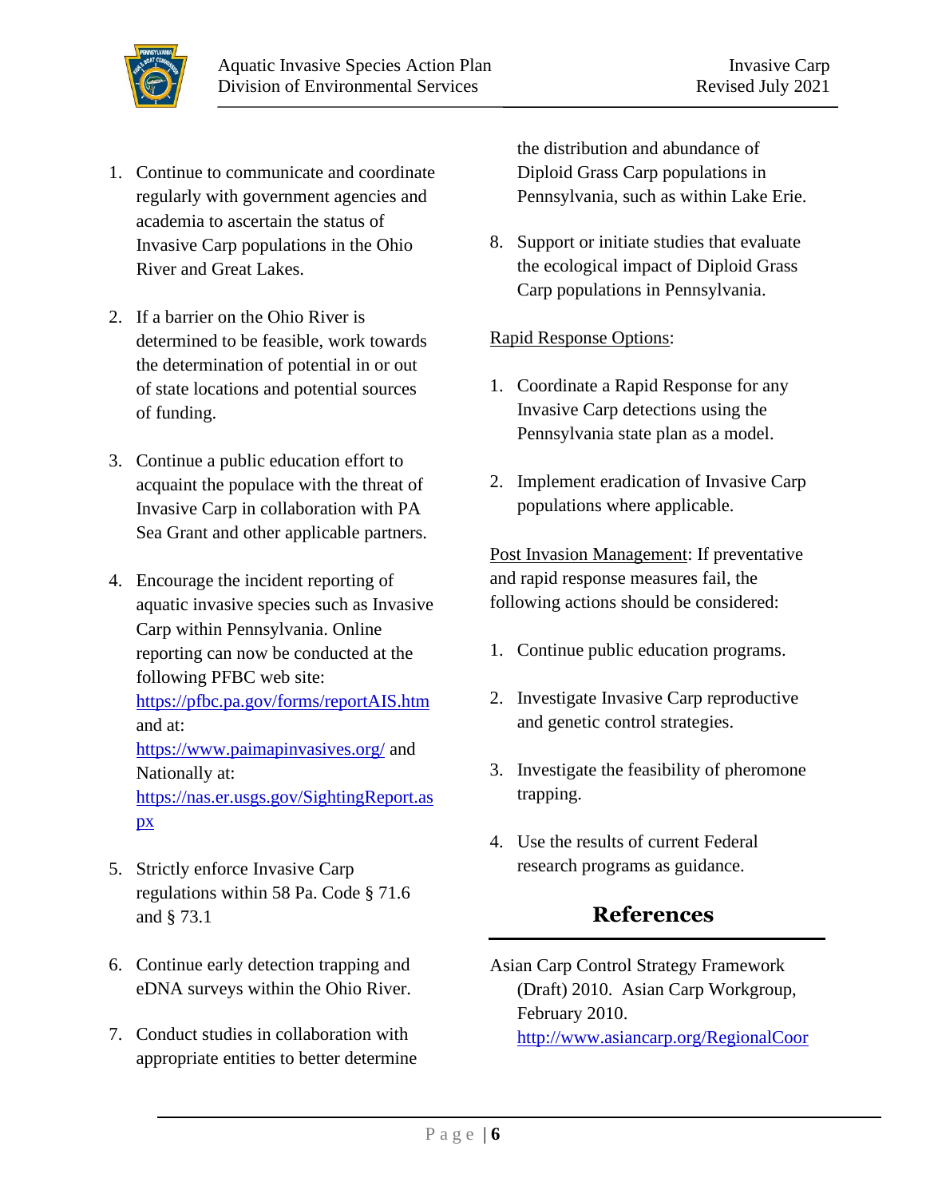1. Continue to communicate and coordinate regularly with government agencies and academia to ascertain the status of Invasive Carp populations in the Ohio River and Great Lakes.

2. If a barrier on the Ohio River is determined to be feasible, work towards the determination of potential in or out of state locations and potential sources of funding.

3. Continue a public education effort to acquaint the populace with the threat of Invasive Carp in collaboration with PA Sea Grant and other applicable partners.

4. Encourage the incident reporting of aquatic invasive species such as Invasive Carp within Pennsylvania. Online reporting can now be conducted at the following PFBC web site: https://pfbc.pa.gov/forms/reportAIS.htm and at: https://www.paimapinvasives.org/ and Nationally at: https://nas.er.usgs.gov/SightingReport.aspx

5. Strictly enforce Invasive Carp regulations within 58 Pa. Code § 71.6 and § 73.1

6. Continue early detection trapping and eDNA surveys within the Ohio River.

7. Conduct studies in collaboration with appropriate entities to better determine the distribution and abundance of Diploid Grass Carp populations in Pennsylvania, such as within Lake Erie.

8. Support or initiate studies that evaluate the ecological impact of Diploid Grass Carp populations in Pennsylvania.

Rapid Response Options:

1. Coordinate a Rapid Response for any Invasive Carp detections using the Pennsylvania state plan as a model.

2. Implement eradication of Invasive Carp populations where applicable.

Post Invasion Management: If preventative and rapid response measures fail, the following actions should be considered:

1. Continue public education programs.

2. Investigate Invasive Carp reproductive and genetic control strategies.

3. Investigate the feasibility of pheromone trapping.

4. Use the results of current Federal research programs as guidance.

## References

Asian Carp Control Strategy Framework (Draft) 2010. Asian Carp Workgroup, February 2010. http://www.asiancarp.org/RegionalCoor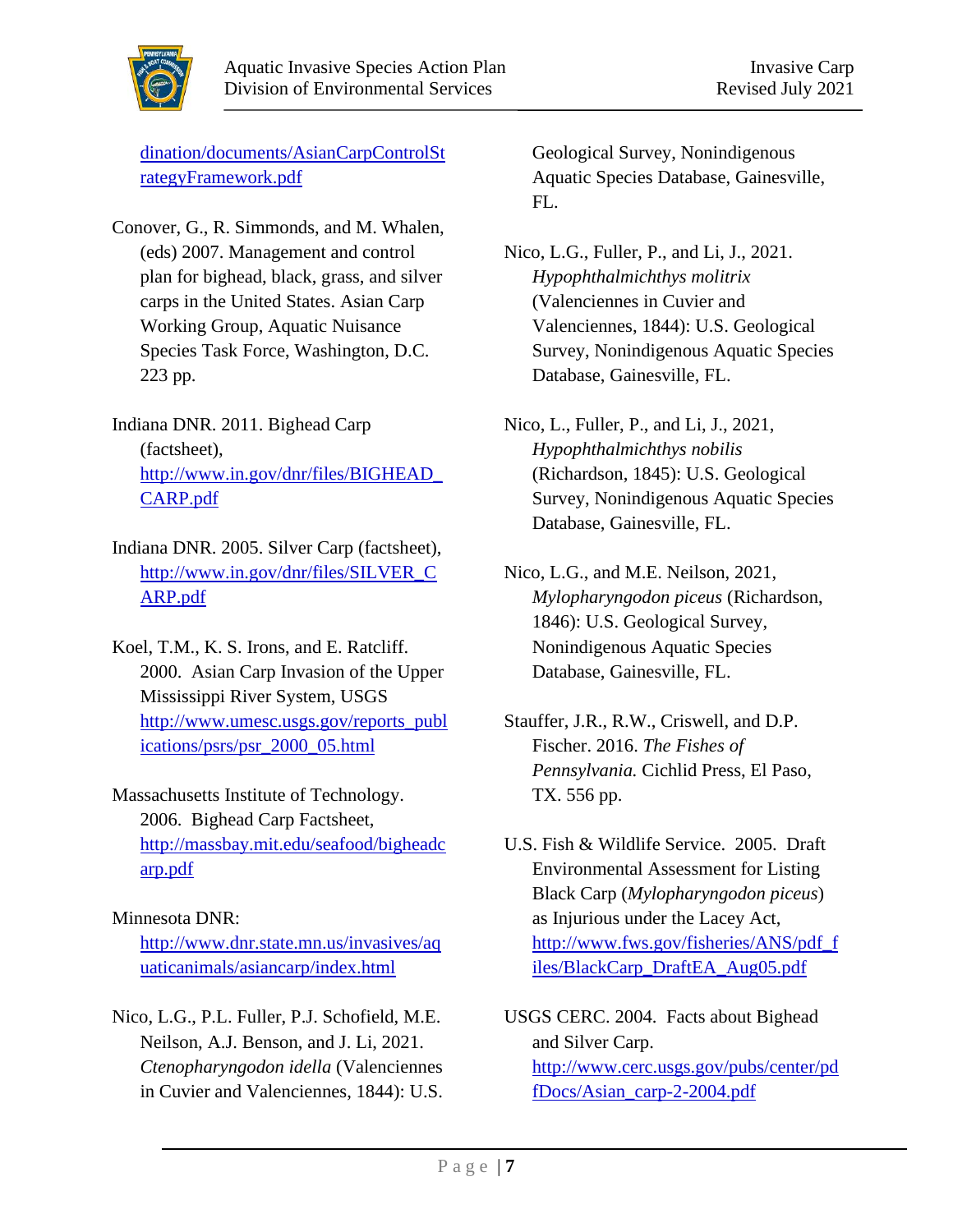dination/documents/AsianCarpControlStrategyFramework.pdf

Conover, G., R. Simmonds, and M. Whalen, (eds) 2007. Management and control plan for bighead, black, grass, and silver carps in the United States. Asian Carp Working Group, Aquatic Nuisance Species Task Force, Washington, D.C. 223 pp.

Indiana DNR. 2011. Bighead Carp (factsheet), http://www.in.gov/dnr/files/BIGHEAD_CARP.pdf

Indiana DNR. 2005. Silver Carp (factsheet), http://www.in.gov/dnr/files/SILVER_CARP.pdf

Koel, T.M., K. S. Irons, and E. Ratcliff. 2000. Asian Carp Invasion of the Upper Mississippi River System, USGS http://www.umesc.usgs.gov/reports_publications/psrs/psr_2000_05.html

Massachusetts Institute of Technology. 2006. Bighead Carp Factsheet, http://massbay.mit.edu/seafood/bigheadcarp.pdf

Minnesota DNR: http://www.dnr.state.mn.us/invasives/aquaticanimals/asiancarp/index.html

Nico, L.G., P.L. Fuller, P.J. Schofield, M.E. Neilson, A.J. Benson, and J. Li, 2021. *Ctenopharyngodon idella* (Valenciennes in Cuvier and Valenciennes, 1844): U.S. Geological Survey, Nonindigenous Aquatic Species Database, Gainesville, FL.

Nico, L.G., Fuller, P., and Li, J., 2021. *Hypophthalmichthys molitrix* (Valenciennes in Cuvier and Valenciennes, 1844): U.S. Geological Survey, Nonindigenous Aquatic Species Database, Gainesville, FL.

Nico, L., Fuller, P., and Li, J., 2021, *Hypophthalmichthys nobilis* (Richardson, 1845): U.S. Geological Survey, Nonindigenous Aquatic Species Database, Gainesville, FL.

Nico, L.G., and M.E. Neilson, 2021, *Mylopharyngodon piceus* (Richardson, 1846): U.S. Geological Survey, Nonindigenous Aquatic Species Database, Gainesville, FL.

Stauffer, J.R., R.W., Criswell, and D.P. Fischer. 2016. *The Fishes of Pennsylvania.* Cichlid Press, El Paso, TX. 556 pp.

U.S. Fish & Wildlife Service. 2005. Draft Environmental Assessment for Listing Black Carp (*Mylopharyngodon piceus*) as Injurious under the Lacey Act, http://www.fws.gov/fisheries/ANS/pdf_files/BlackCarp_DraftEA_Aug05.pdf

USGS CERC. 2004. Facts about Bighead and Silver Carp. http://www.cerc.usgs.gov/pubs/center/pdfDocs/Asian_carp-2-2004.pdf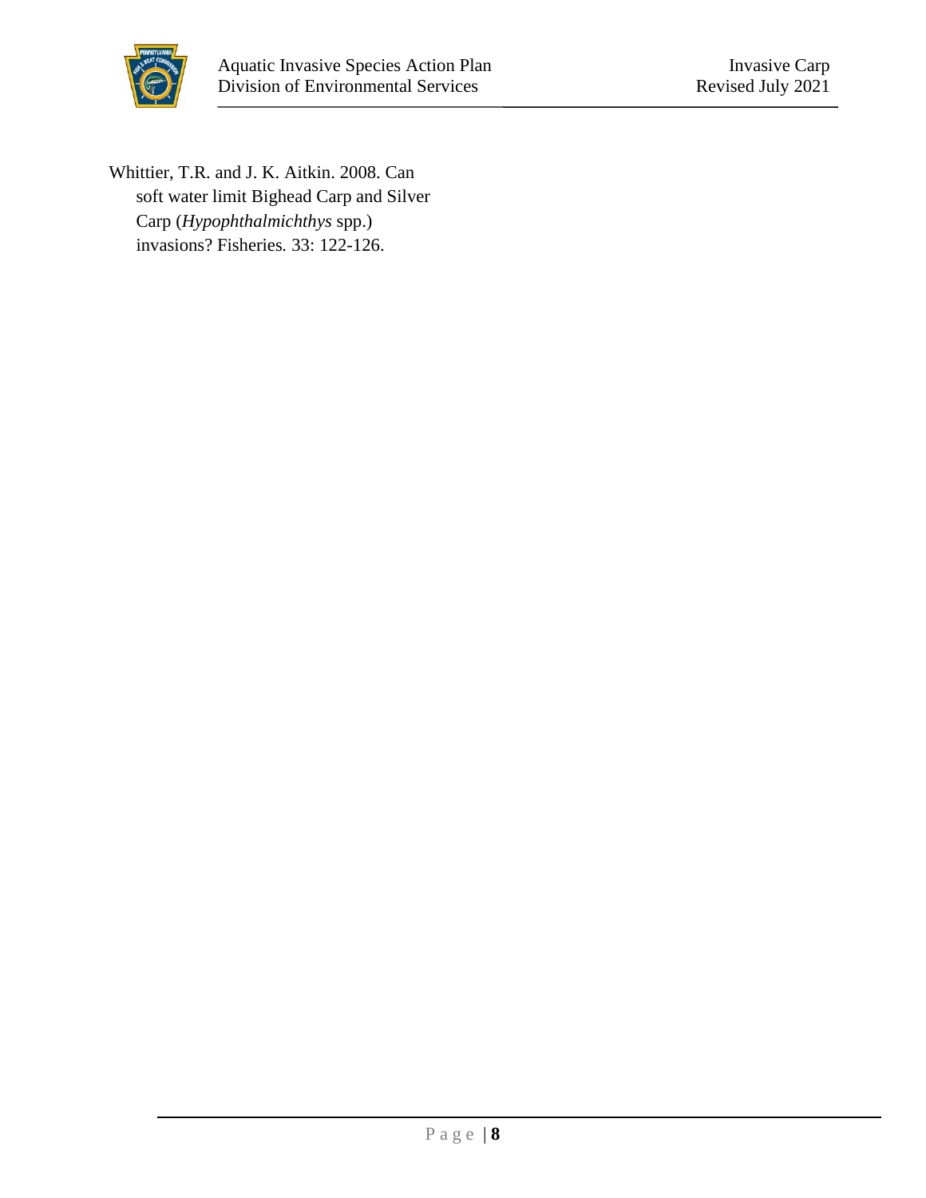Whittier, T.R. and J. K. Aitkin. 2008. Can soft water limit Bighead Carp and Silver Carp (*Hypophthalmichthys* spp.) invasions? Fisheries*.* 33: 122-126.